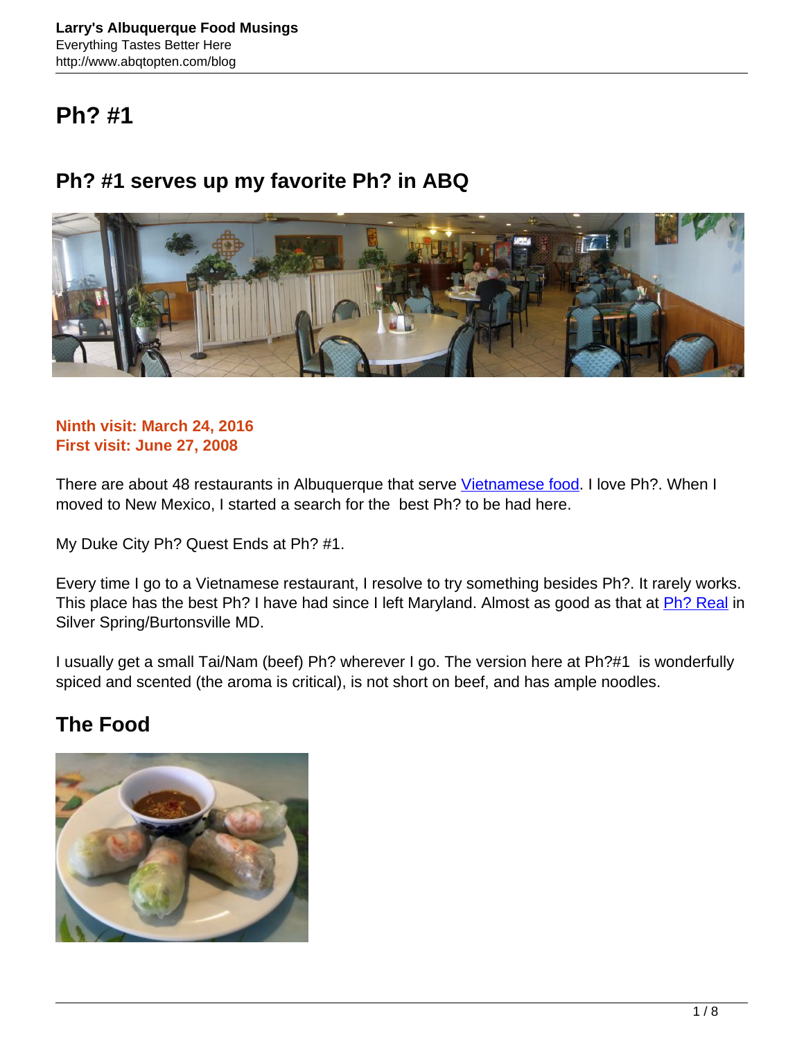# Ph? #1

## Ph? #1 serves up my favorite Ph? in ABQ

**Ninth visit: March 24, 2016**
**First visit: June 27, 2008**

There are about 48 restaurants in Albuquerque that serve Vietnamese food. I love Ph?. When I moved to New Mexico, I started a search for the best Ph? to be had here.

My Duke City Ph? Quest Ends at Ph? #1.

Every time I go to a Vietnamese restaurant, I resolve to try something besides Ph?. It rarely works. This place has the best Ph? I have had since I left Maryland. Almost as good as that at Ph? Real in Silver Spring/Burtonsville MD.

I usually get a small Tai/Nam (beef) Ph? wherever I go. The version here at Ph?#1 is wonderfully spiced and scented (the aroma is critical), is not short on beef, and has ample noodles.

## The Food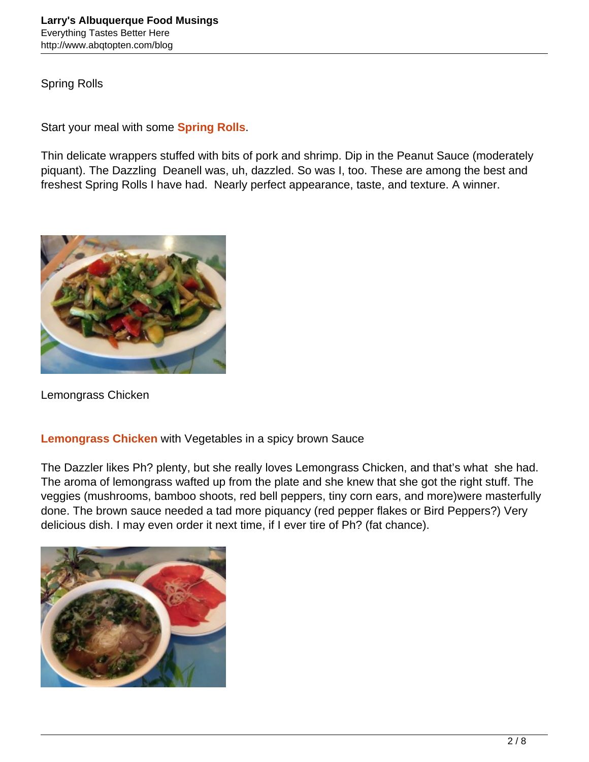Spring Rolls

Start your meal with some **Spring Rolls**.

Thin delicate wrappers stuffed with bits of pork and shrimp. Dip in the Peanut Sauce (moderately piquant). The Dazzling Deanell was, uh, dazzled. So was I, too. These are among the best and freshest Spring Rolls I have had. Nearly perfect appearance, taste, and texture. A winner.

Lemongrass Chicken

**Lemongrass Chicken** with Vegetables in a spicy brown Sauce

The Dazzler likes Ph? plenty, but she really loves Lemongrass Chicken, and that's what she had. The aroma of lemongrass wafted up from the plate and she knew that she got the right stuff. The veggies (mushrooms, bamboo shoots, red bell peppers, tiny corn ears, and more)were masterfully done. The brown sauce needed a tad more piquancy (red pepper flakes or Bird Peppers?) Very delicious dish. I may even order it next time, if I ever tire of Ph? (fat chance).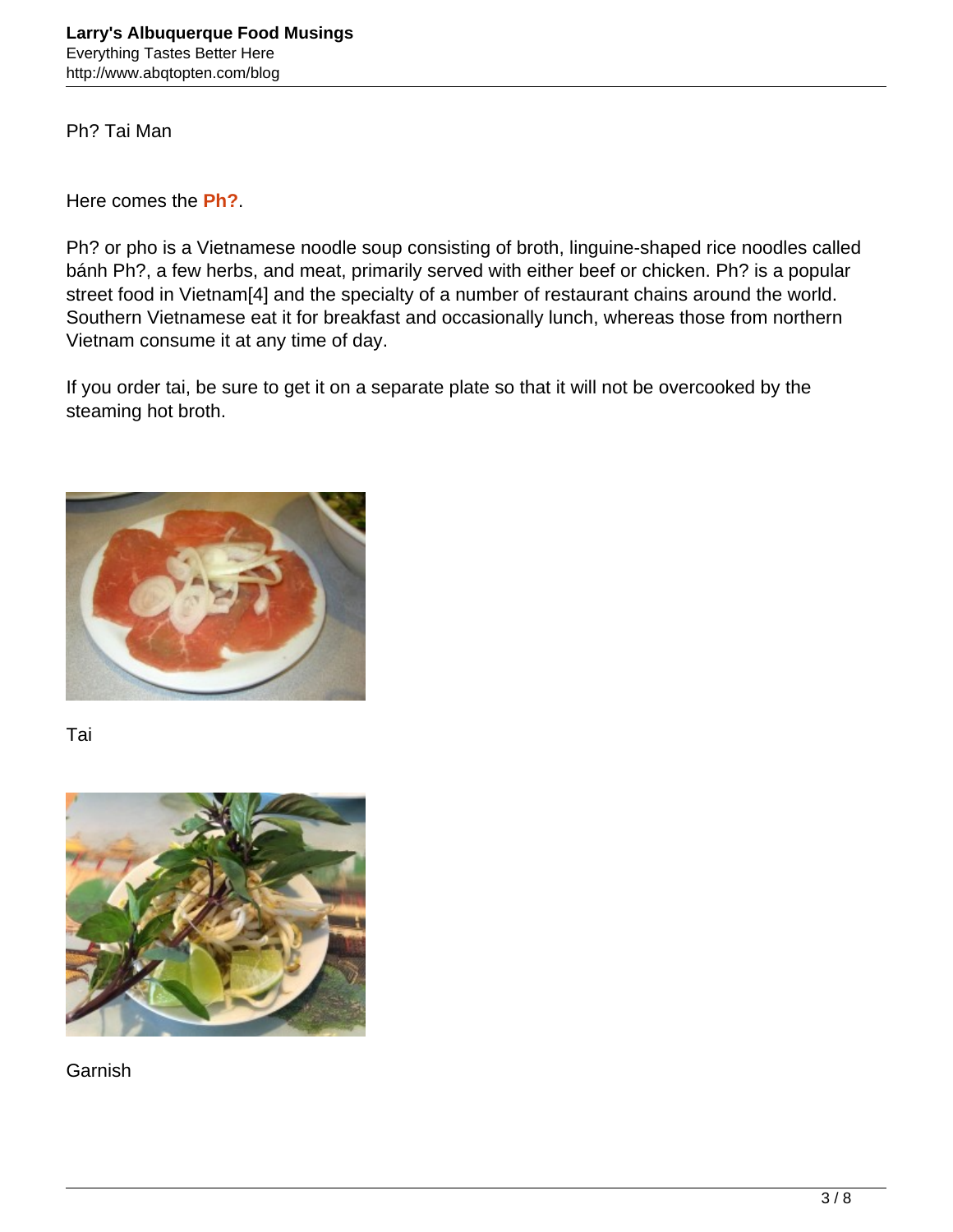Ph? Tai Man

Here comes the **Ph?**.

Ph? or pho is a Vietnamese noodle soup consisting of broth, linguine-shaped rice noodles called bánh Ph?, a few herbs, and meat, primarily served with either beef or chicken. Ph? is a popular street food in Vietnam[4] and the specialty of a number of restaurant chains around the world. Southern Vietnamese eat it for breakfast and occasionally lunch, whereas those from northern Vietnam consume it at any time of day.

If you order tai, be sure to get it on a separate plate so that it will not be overcooked by the steaming hot broth.

Tai

Garnish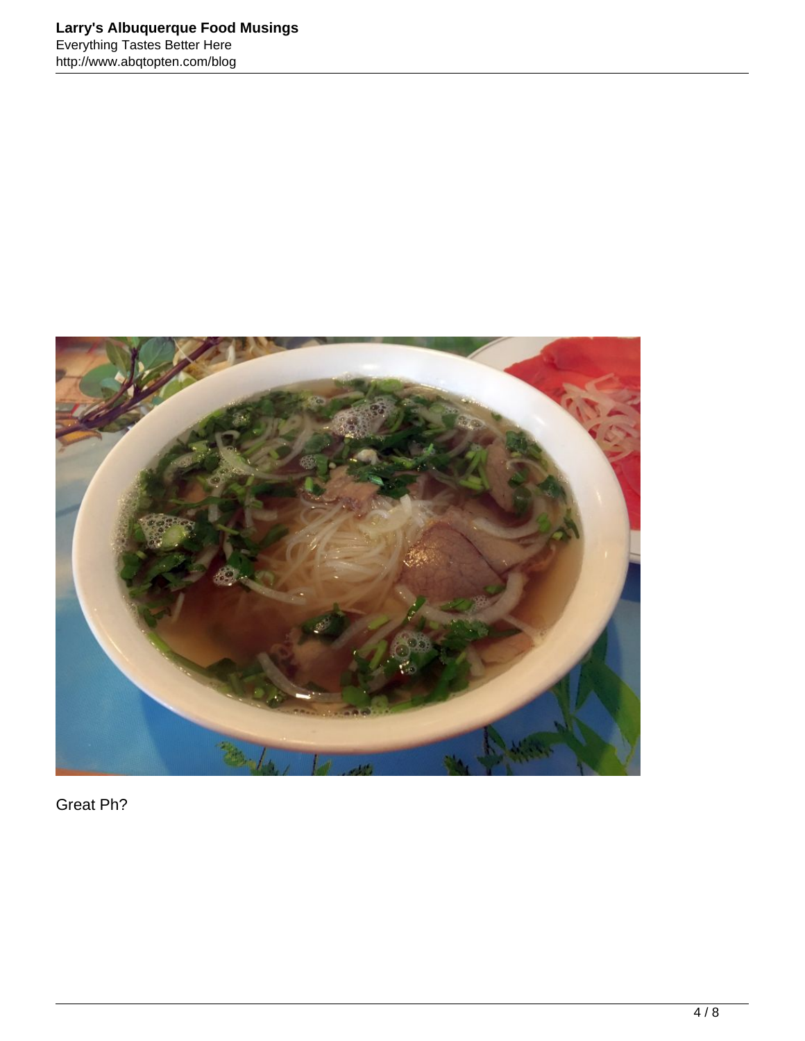Great Ph?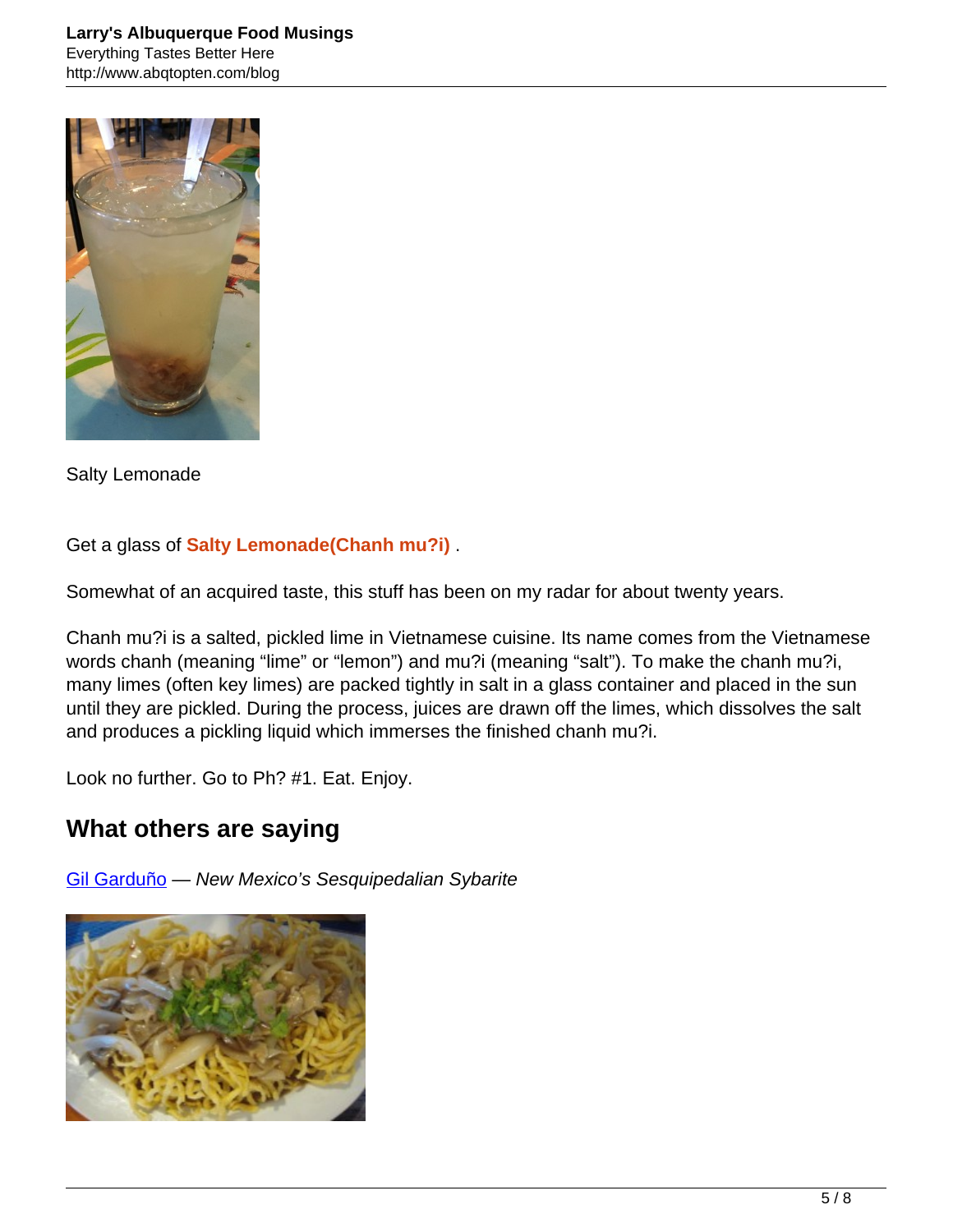Salty Lemonade

Get a glass of **Salty Lemonade(Chanh mu?i)** .

Somewhat of an acquired taste, this stuff has been on my radar for about twenty years.

Chanh mu?i is a salted, pickled lime in Vietnamese cuisine. Its name comes from the Vietnamese words chanh (meaning "lime" or "lemon") and mu?i (meaning "salt"). To make the chanh mu?i, many limes (often key limes) are packed tightly in salt in a glass container and placed in the sun until they are pickled. During the process, juices are drawn off the limes, which dissolves the salt and produces a pickling liquid which immerses the finished chanh mu?i.

Look no further. Go to Ph? #1. Eat. Enjoy.

## What others are saying

Gil Garduño — *New Mexico's Sesquipedalian Sybarite*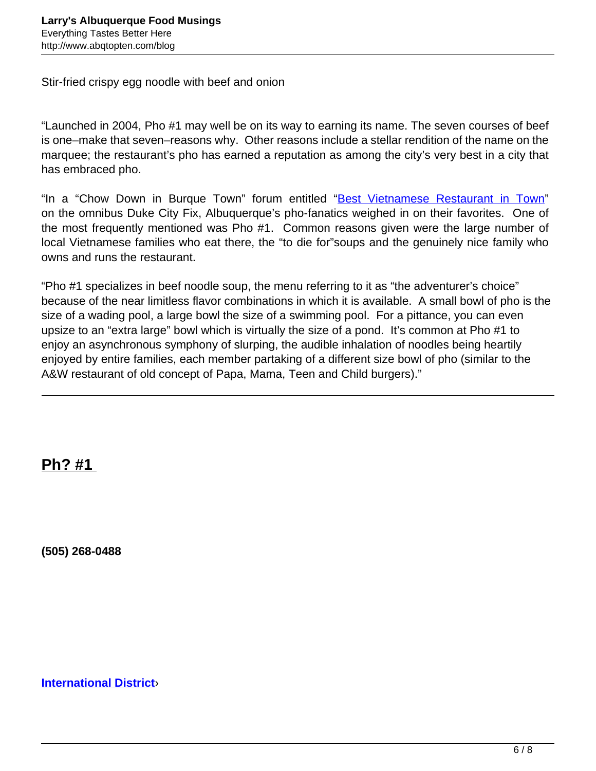Stir-fried crispy egg noodle with beef and onion

"Launched in 2004, Pho #1 may well be on its way to earning its name. The seven courses of beef is one–make that seven–reasons why. Other reasons include a stellar rendition of the name on the marquee; the restaurant's pho has earned a reputation as among the city's very best in a city that has embraced pho.

"In a "Chow Down in Burque Town" forum entitled "Best Vietnamese Restaurant in Town" on the omnibus Duke City Fix, Albuquerque's pho-fanatics weighed in on their favorites. One of the most frequently mentioned was Pho #1. Common reasons given were the large number of local Vietnamese families who eat there, the "to die for"soups and the genuinely nice family who owns and runs the restaurant.

"Pho #1 specializes in beef noodle soup, the menu referring to it as "the adventurer's choice" because of the near limitless flavor combinations in which it is available. A small bowl of pho is the size of a wading pool, a large bowl the size of a swimming pool. For a pittance, you can even upsize to an "extra large" bowl which is virtually the size of a pond. It's common at Pho #1 to enjoy an asynchronous symphony of slurping, the audible inhalation of noodles being heartily enjoyed by entire families, each member partaking of a different size bowl of pho (similar to the A&W restaurant of old concept of Papa, Mama, Teen and Child burgers)."

---

## Ph? #1

**(505) 268-0488**

**International District**›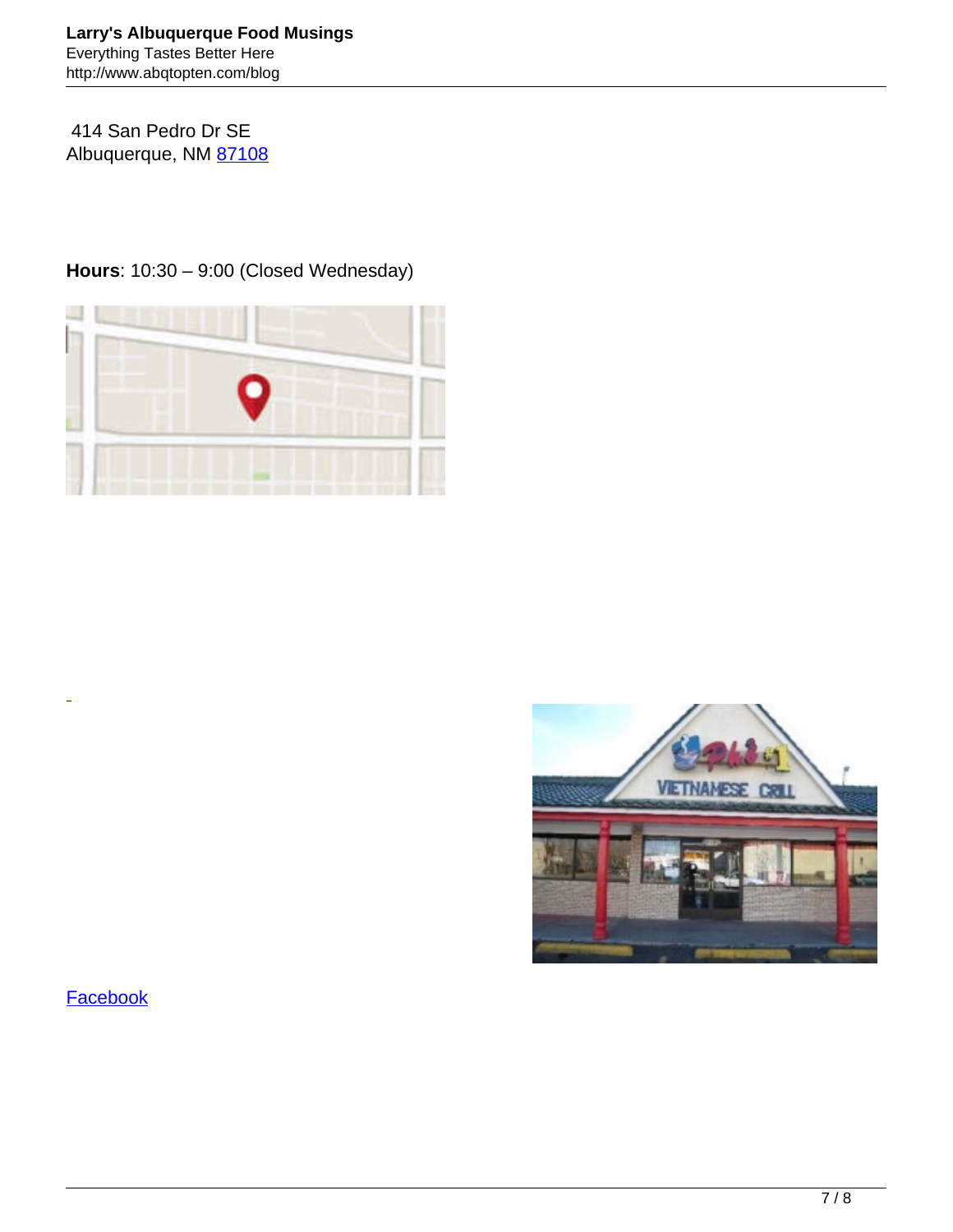414 San Pedro Dr SE
Albuquerque, NM 87108

**Hours**: 10:30 – 9:00 (Closed Wednesday)

Facebook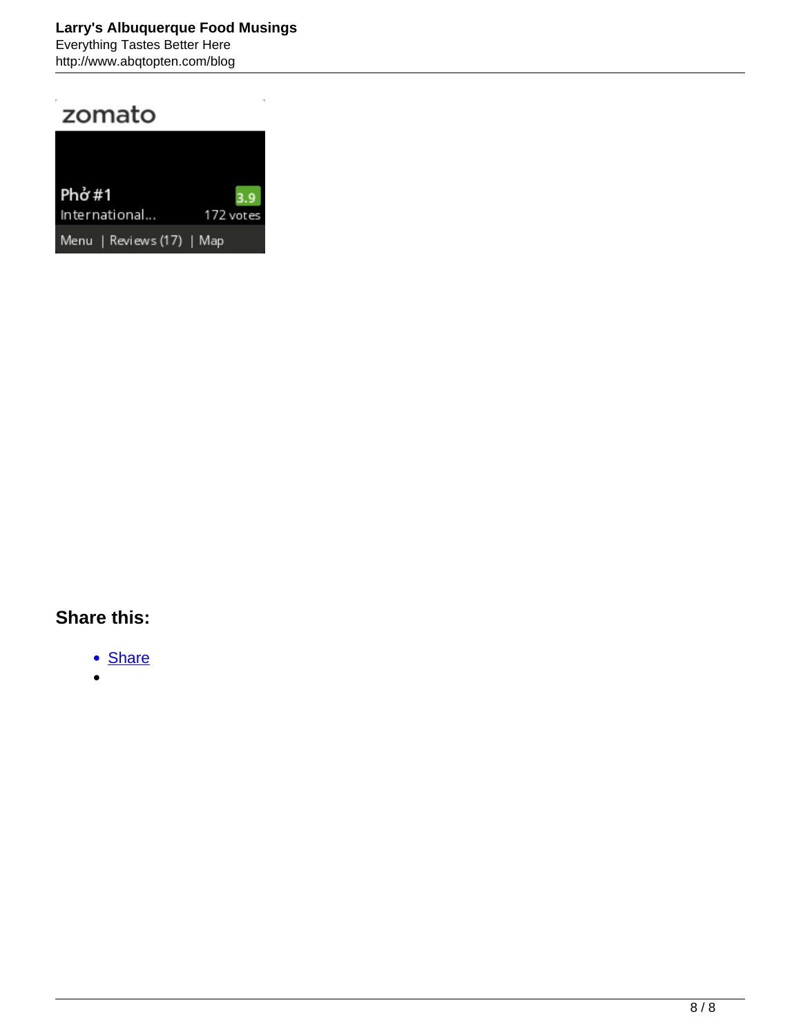zomato

Phở #1 3.9

International... 172 votes

Menu | Reviews (17) | Map

## Share this:

- Share
-